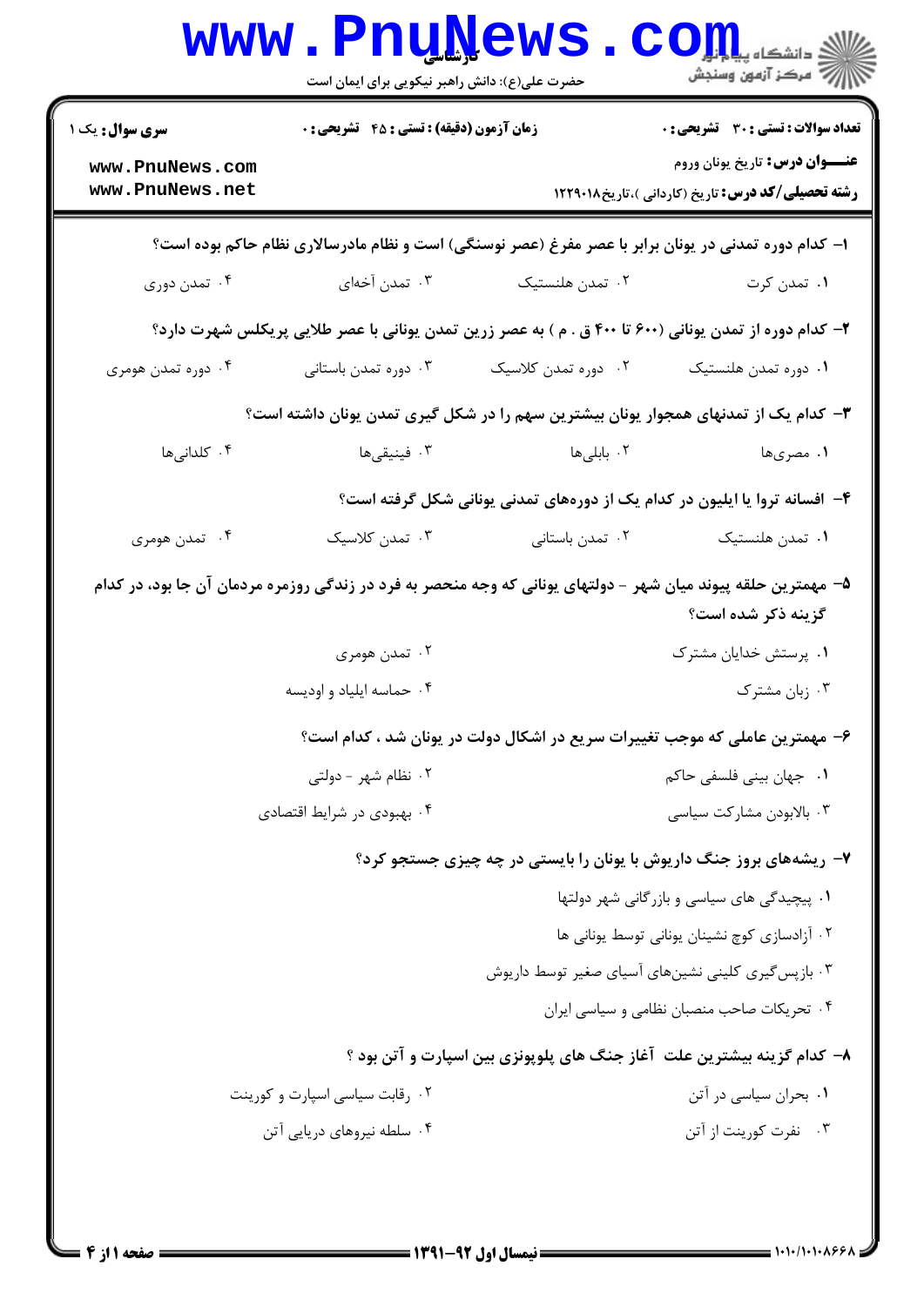کارشناسی

حضرت علی(ع): دانش راهبر نیکویی برای ایمان است

**سری سوال:** یک ۱

**زمان آزمون (دقیقه) : تستی : ۴۵ تشریحی : ۰**

**تعداد سوالات : تستی : ۳۰ تشریحی : ۰**

**عنـــوان درس:** تاریخ یونان وروم

**رشته تحصیلی/کد درس:** تاریخ (کاردانی )،تاریخ۱۲۲۹۰۱۸

**۱- کدام دوره تمدنی در یونان برابر با عصر مفرغ (عصر نوسنگی) است و نظام مادرسالاری نظام حاکم بوده است؟**

۱. تمدن کرت
۲. تمدن هلنستیک
۳. تمدن آخه‌ای
۴. تمدن دوری

**۲- کدام دوره از تمدن یونانی (۶۰۰ تا ۴۰۰ ق . م ) به عصر زرین تمدن یونانی با عصر طلایی پریکلس شهرت دارد؟**

۱. دوره تمدن هلنستیک
۲. دوره تمدن کلاسیک
۳. دوره تمدن باستانی
۴. دوره تمدن هومری

**۳- کدام یک از تمدنهای همجوار یونان بیشترین سهم را در شکل گیری تمدن یونان داشته است؟**

۱. مصری‌ها
۲. بابلی‌ها
۳. فینیقی‌ها
۴. کلدانی‌ها

**۴- افسانه تروا یا ایلیون در کدام یک از دوره‌های تمدنی یونانی شکل گرفته است؟**

۱. تمدن هلنستیک
۲. تمدن باستانی
۳. تمدن کلاسیک
۴. تمدن هومری

**۵- مهمترین حلقه پیوند میان شهر - دولتهای یونانی که وجه منحصر به فرد در زندگی روزمره مردمان آن جا بود، در کدام گزینه ذکر شده است؟**

۱. پرستش خدایان مشترک
۲. تمدن هومری
۳. زبان مشترک
۴. حماسه ایلیاد و اودیسه

**۶- مهمترین عاملی که موجب تغییرات سریع در اشکال دولت در یونان شد ، کدام است؟**

۱. جهان بینی فلسفی حاکم
۲. نظام شهر - دولتی
۳. بالابودن مشارکت سیاسی
۴. بهبودی در شرایط اقتصادی

**۷- ریشه‌های بروز جنگ داریوش با یونان را بایستی در چه چیزی جستجو کرد؟**

۱. پیچیدگی های سیاسی و بازرگانی شهر دولتها
۲. آزادسازی کوچ نشینان یونانی توسط یونانی ها
۳. بازپس‌گیری کلینی نشین‌های آسیای صغیر توسط داریوش
۴. تحریکات صاحب منصبان نظامی و سیاسی ایران

**۸- کدام گزینه بیشترین علت آغاز جنگ های پلوپونزی بین اسپارت و آتن بود ؟**

۱. بحران سیاسی در آتن
۲. رقابت سیاسی اسپارت و کورینت
۳. نفرت کورینت از آتن
۴. سلطه نیروهای دریایی آتن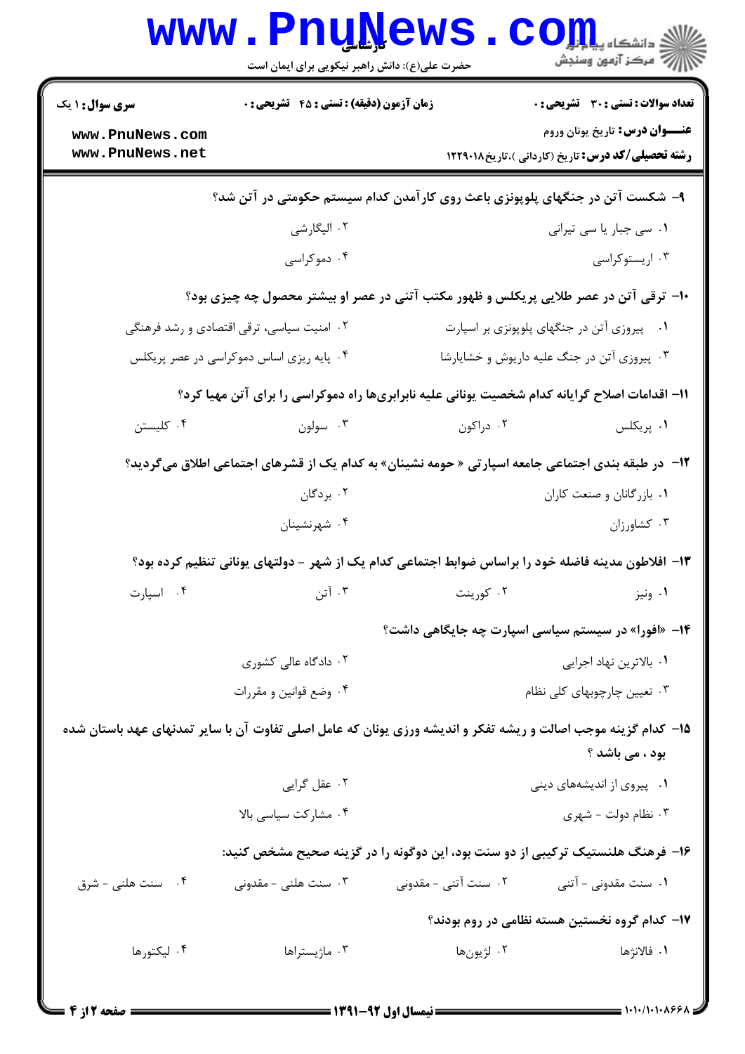**۹- شکست آتن در جنگهای پلوپونزی باعث روی کارآمدن کدام سیستم حکومتی در آتن شد؟**

۱. سی جبار یا سی تیرانی
۲. الیگارشی
۳. اریستوکراسی
۴. دموکراسی

**۱۰- ترقی آتن در عصر طلایی پریکلس و ظهور مکتب آتنی در عصر او بیشتر محصول چه چیزی بود؟**

۱. پیروزی آتن در جنگهای پلوپونزی بر اسپارت
۲. امنیت سیاسی، ترقی اقتصادی و رشد فرهنگی
۳. پیروزی آتن در جنگ علیه داریوش و خشایارشا
۴. پایه ریزی اساس دموکراسی در عصر پریکلس

**۱۱- اقدامات اصلاح گرایانه کدام شخصیت یونانی علیه نابرابری‌ها راه دموکراسی را برای آتن مهیا کرد؟**

۱. پریکلس
۲. دراکون
۳. سولون
۴. کلیستن

**۱۲- در طبقه بندی اجتماعی جامعه اسپارتی « حومه نشینان» به کدام یک از قشرهای اجتماعی اطلاق می‌گردید؟**

۱. بازرگانان و صنعت کاران
۲. بردگان
۳. کشاورزان
۴. شهرنشینان

**۱۳- افلاطون مدینه فاضله خود را براساس ضوابط اجتماعی کدام یک از شهر - دولتهای یونانی تنظیم کرده بود؟**

۱. ونیز
۲. کورینت
۳. آتن
۴. اسپارت

**۱۴- «افورا» در سیستم سیاسی اسپارت چه جایگاهی داشت؟**

۱. بالاترین نهاد اجرایی
۲. دادگاه عالی کشوری
۳. تعیین چارچوبهای کلی نظام
۴. وضع قوانین و مقررات

**۱۵- کدام گزینه موجب اصالت و ریشه تفکر و اندیشه ورزی یونان که عامل اصلی تفاوت آن با سایر تمدنهای عهد باستان شده بود ، می باشد ؟**

۱. پیروی از اندیشه‌های دینی
۲. عقل گرایی
۳. نظام دولت - شهری
۴. مشارکت سیاسی بالا

**۱۶- فرهنگ هلنستیک ترکیبی از دو سنت بود، این دوگونه را در گزینه صحیح مشخص کنید:**

۱. سنت مقدونی - آتنی
۲. سنت آتنی - مقدونی
۳. سنت هلنی - مقدونی
۴. سنت هلنی - شرق

**۱۷- کدام گروه نخستین هسته نظامی در روم بودند؟**

۱. فالانژها
۲. لژیون‌ها
۳. ماژیستراها
۴. لیکتورها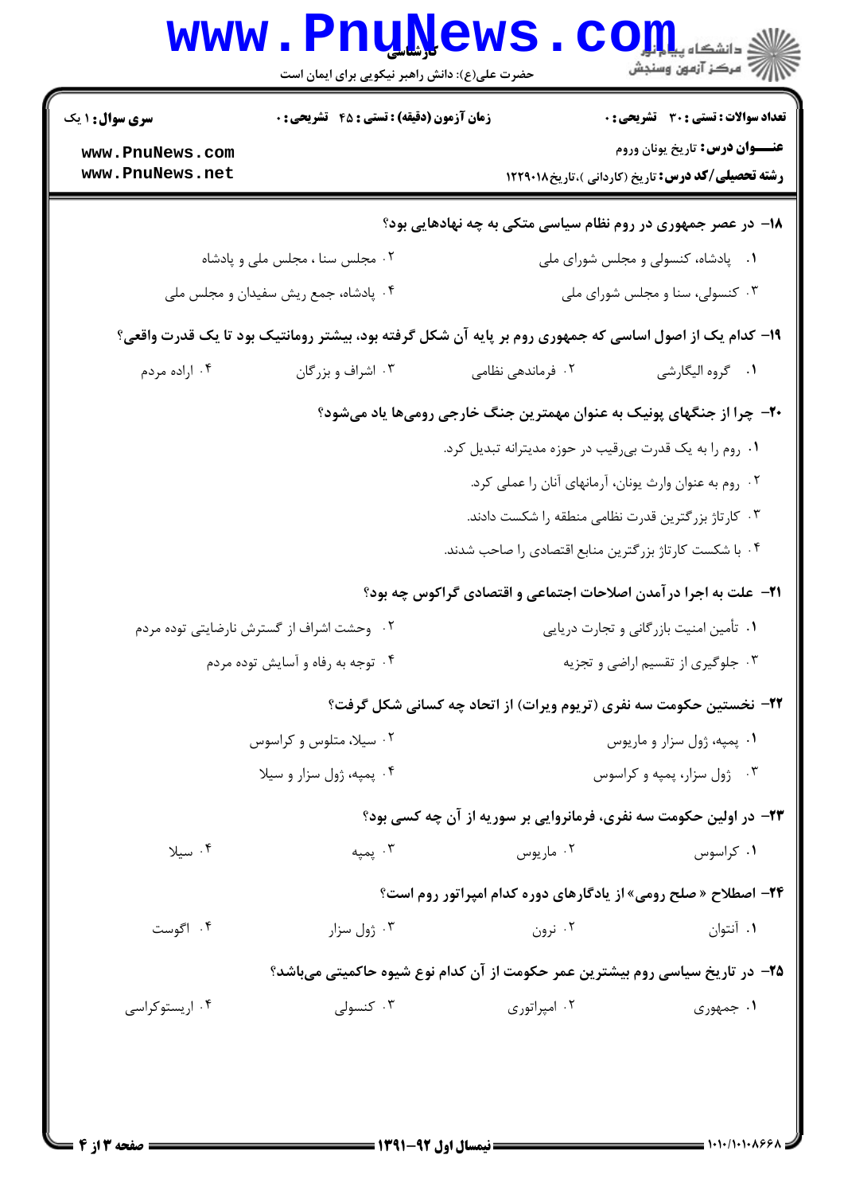**تعداد سوالات : تستی : ۳۰ تشریحی : ۰** | **زمان آزمون (دقیقه) : تستی : ۴۵ تشریحی : ۰** | **سری سوال : ۱ یک**

**عنـــوان درس:** تاریخ یونان وروم

**رشته تحصیلی/کد درس:** تاریخ (کاردانی )،تاریخ۱۲۲۹۰۱۸

**۱۸- در عصر جمهوری در روم نظام سیاسی متکی به چه نهادهایی بود؟**

۱. پادشاه، کنسولی و مجلس شورای ملی

۲. مجلس سنا ، مجلس ملی و پادشاه

۳. کنسولی، سنا و مجلس شورای ملی

۴. پادشاه، جمع ریش سفیدان و مجلس ملی

**۱۹- کدام یک از اصول اساسی که جمهوری روم بر پایه آن شکل گرفته بود، بیشتر رومانتیک بود تا یک قدرت واقعی؟**

۱. گروه الیگارشی

۲. فرماندهی نظامی

۳. اشراف و بزرگان

۴. اراده مردم

**۲۰- چرا از جنگهای پونیک به عنوان مهمترین جنگ خارجی رومی‌ها یاد می‌شود؟**

۱. روم را به یک قدرت بی‌رقیب در حوزه مدیترانه تبدیل کرد.

۲. روم به عنوان وارث یونان، آرمانهای آنان را عملی کرد.

۳. کارتاژ بزرگترین قدرت نظامی منطقه را شکست دادند.

۴. با شکست کارتاژ بزرگترین منابع اقتصادی را صاحب شدند.

**۲۱- علت به اجرا درآمدن اصلاحات اجتماعی و اقتصادی گراکوس چه بود؟**

۱. تأمین امنیت بازرگانی و تجارت دریایی

۲. وحشت اشراف از گسترش نارضایتی توده مردم

۳. جلوگیری از تقسیم اراضی و تجزیه

۴. توجه به رفاه و آسایش توده مردم

**۲۲- نخستین حکومت سه نفری (تریوم ویرات) از اتحاد چه کسانی شکل گرفت؟**

۱. پمپه، ژول سزار و ماریوس

۲. سیلا، متلوس و کراسوس

۳. ژول سزار، پمپه و کراسوس

۴. پمپه، ژول سزار و سیلا

**۲۳- در اولین حکومت سه نفری، فرمانروایی بر سوریه از آن چه کسی بود؟**

۱. کراسوس

۲. ماریوس

۳. پمپه

۴. سیلا

**۲۴- اصطلاح « صلح رومی» از یادگارهای دوره کدام امپراتور روم است؟**

۱. آنتوان

۲. نرون

۳. ژول سزار

۴. اگوست

**۲۵- در تاریخ سیاسی روم بیشترین عمر حکومت از آن کدام نوع شیوه حاکمیتی می‌باشد؟**

۱. جمهوری

۲. امپراتوری

۳. کنسولی

۴. اریستوکراسی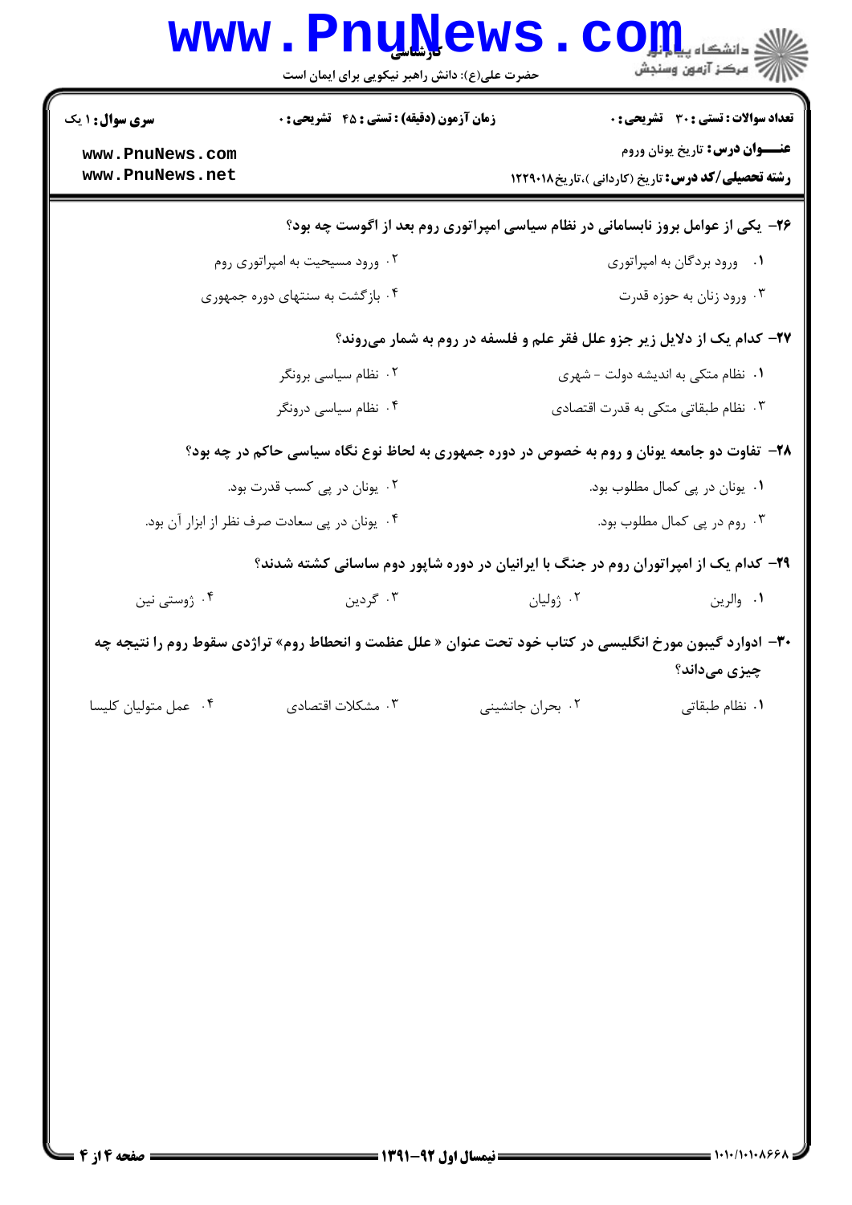**۲۶- یکی از عوامل بروز نابسامانی در نظام سیاسی امپراتوری روم بعد از اگوست چه بود؟**

۱. ورود بردگان به امپراتوری

۲. ورود مسیحیت به امپراتوری روم

۳. ورود زنان به حوزه قدرت

۴. بازگشت به سنتهای دوره جمهوری

**۲۷- کدام یک از دلایل زیر جزو علل فقر علم و فلسفه در روم به شمار می‌روند؟**

۱. نظام متکی به اندیشه دولت - شهری

۲. نظام سیاسی برونگر

۳. نظام طبقاتی متکی به قدرت اقتصادی

۴. نظام سیاسی درونگر

**۲۸- تفاوت دو جامعه یونان و روم به خصوص در دوره جمهوری به لحاظ نوع نگاه سیاسی حاکم در چه بود؟**

۱. یونان در پی کمال مطلوب بود.

۲. یونان در پی کسب قدرت بود.

۳. روم در پی کمال مطلوب بود.

۴. یونان در پی سعادت صرف نظر از ابزار آن بود.

**۲۹- کدام یک از امپراتوران روم در جنگ با ایرانیان در دوره شاپور دوم ساسانی کشته شدند؟**

۱. والرین

۲. ژولیان

۳. گردین

۴. ژوستی نین

**۳۰- ادوارد گیبون مورخ انگلیسی در کتاب خود تحت عنوان « علل عظمت و انحطاط روم» تراژدی سقوط روم را نتیجه چه چیزی می‌داند؟**

۱. نظام طبقاتی

۲. بحران جانشینی

۳. مشکلات اقتصادی

۴. عمل متولیان کلیسا